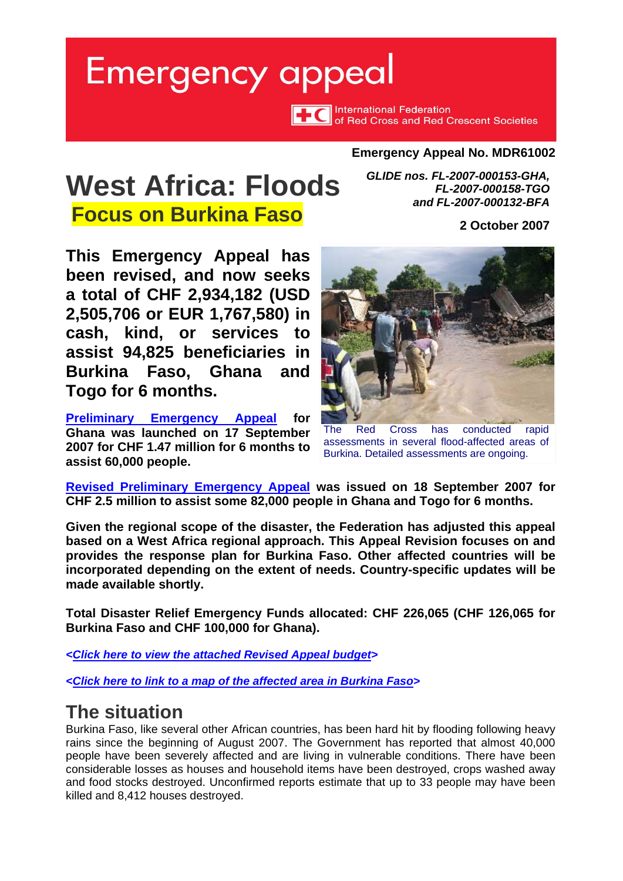# Emergency appeal

International Federation of Red Cross and Red Crescent Societies

**Emergency Appeal No. MDR61002**

# West Africa: Floods

## Focus on Burkina Faso

***GLIDE nos. FL-2007-000153-GHA, FL-2007-000158-TGO and FL-2007-000132-BFA***

**2 October 2007**

**This Emergency Appeal has been revised, and now seeks a total of CHF 2,934,182 (USD 2,505,706 or EUR 1,767,580) in cash, kind, or services to assist 94,825 beneficiaries in Burkina Faso, Ghana and Togo for 6 months.**

**Preliminary Emergency Appeal for Ghana was launched on 17 September 2007 for CHF 1.47 million for 6 months to assist 60,000 people.**

The Red Cross has conducted rapid assessments in several flood-affected areas of Burkina. Detailed assessments are ongoing.

**Revised Preliminary Emergency Appeal was issued on 18 September 2007 for CHF 2.5 million to assist some 82,000 people in Ghana and Togo for 6 months.**

**Given the regional scope of the disaster, the Federation has adjusted this appeal based on a West Africa regional approach. This Appeal Revision focuses on and provides the response plan for Burkina Faso. Other affected countries will be incorporated depending on the extent of needs. Country-specific updates will be made available shortly.**

**Total Disaster Relief Emergency Funds allocated: CHF 226,065 (CHF 126,065 for Burkina Faso and CHF 100,000 for Ghana).**

***<Click here to view the attached Revised Appeal budget>***

***<Click here to link to a map of the affected area in Burkina Faso>***

## The situation

Burkina Faso, like several other African countries, has been hard hit by flooding following heavy rains since the beginning of August 2007. The Government has reported that almost 40,000 people have been severely affected and are living in vulnerable conditions. There have been considerable losses as houses and household items have been destroyed, crops washed away and food stocks destroyed. Unconfirmed reports estimate that up to 33 people may have been killed and 8,412 houses destroyed.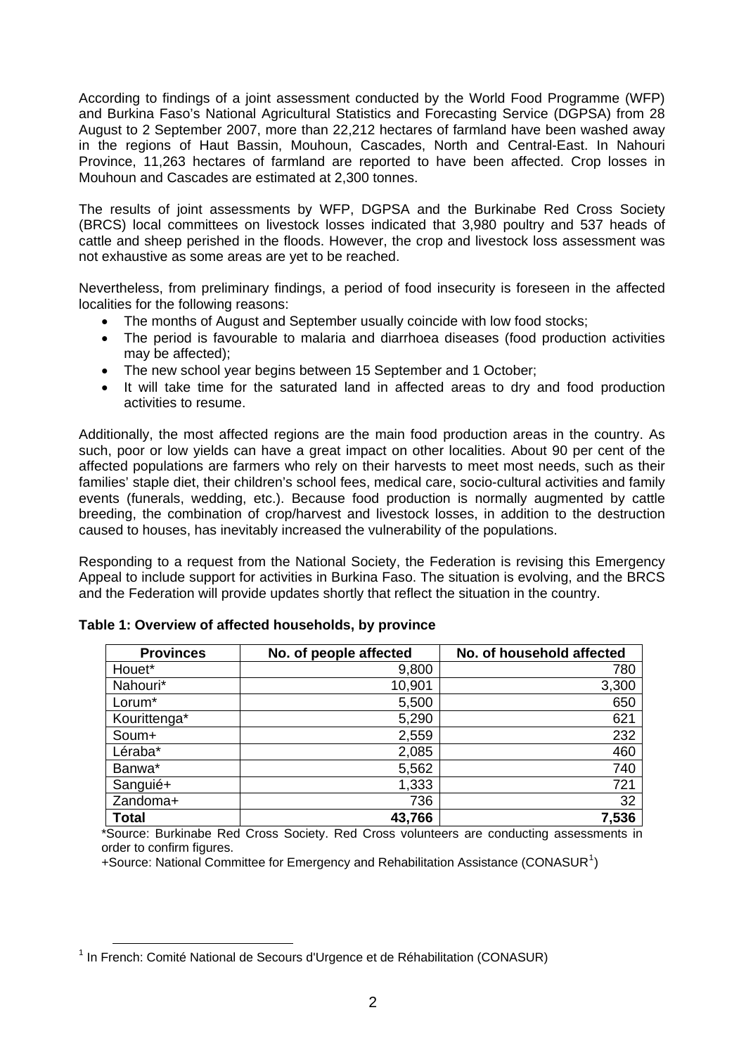According to findings of a joint assessment conducted by the World Food Programme (WFP) and Burkina Faso's National Agricultural Statistics and Forecasting Service (DGPSA) from 28 August to 2 September 2007, more than 22,212 hectares of farmland have been washed away in the regions of Haut Bassin, Mouhoun, Cascades, North and Central-East. In Nahouri Province, 11,263 hectares of farmland are reported to have been affected. Crop losses in Mouhoun and Cascades are estimated at 2,300 tonnes.

The results of joint assessments by WFP, DGPSA and the Burkinabe Red Cross Society (BRCS) local committees on livestock losses indicated that 3,980 poultry and 537 heads of cattle and sheep perished in the floods. However, the crop and livestock loss assessment was not exhaustive as some areas are yet to be reached.

Nevertheless, from preliminary findings, a period of food insecurity is foreseen in the affected localities for the following reasons:

- The months of August and September usually coincide with low food stocks;
- The period is favourable to malaria and diarrhoea diseases (food production activities may be affected);
- The new school year begins between 15 September and 1 October;
- It will take time for the saturated land in affected areas to dry and food production activities to resume.

Additionally, the most affected regions are the main food production areas in the country. As such, poor or low yields can have a great impact on other localities. About 90 per cent of the affected populations are farmers who rely on their harvests to meet most needs, such as their families' staple diet, their children's school fees, medical care, socio-cultural activities and family events (funerals, wedding, etc.). Because food production is normally augmented by cattle breeding, the combination of crop/harvest and livestock losses, in addition to the destruction caused to houses, has inevitably increased the vulnerability of the populations.

Responding to a request from the National Society, the Federation is revising this Emergency Appeal to include support for activities in Burkina Faso. The situation is evolving, and the BRCS and the Federation will provide updates shortly that reflect the situation in the country.

**Table 1: Overview of affected households, by province**

| Provinces | No. of people affected | No. of household affected |
|---|---:|---:|
| Houet* | 9,800 | 780 |
| Nahouri* | 10,901 | 3,300 |
| Lorum* | 5,500 | 650 |
| Kourittenga* | 5,290 | 621 |
| Soum+ | 2,559 | 232 |
| Léraba* | 2,085 | 460 |
| Banwa* | 5,562 | 740 |
| Sanguié+ | 1,333 | 721 |
| Zandoma+ | 736 | 32 |
| **Total** | **43,766** | **7,536** |

*Source: Burkinabe Red Cross Society. Red Cross volunteers are conducting assessments in order to confirm figures.

+Source: National Committee for Emergency and Rehabilitation Assistance (CONASUR[1])

[1] In French: Comité National de Secours d'Urgence et de Réhabilitation (CONASUR)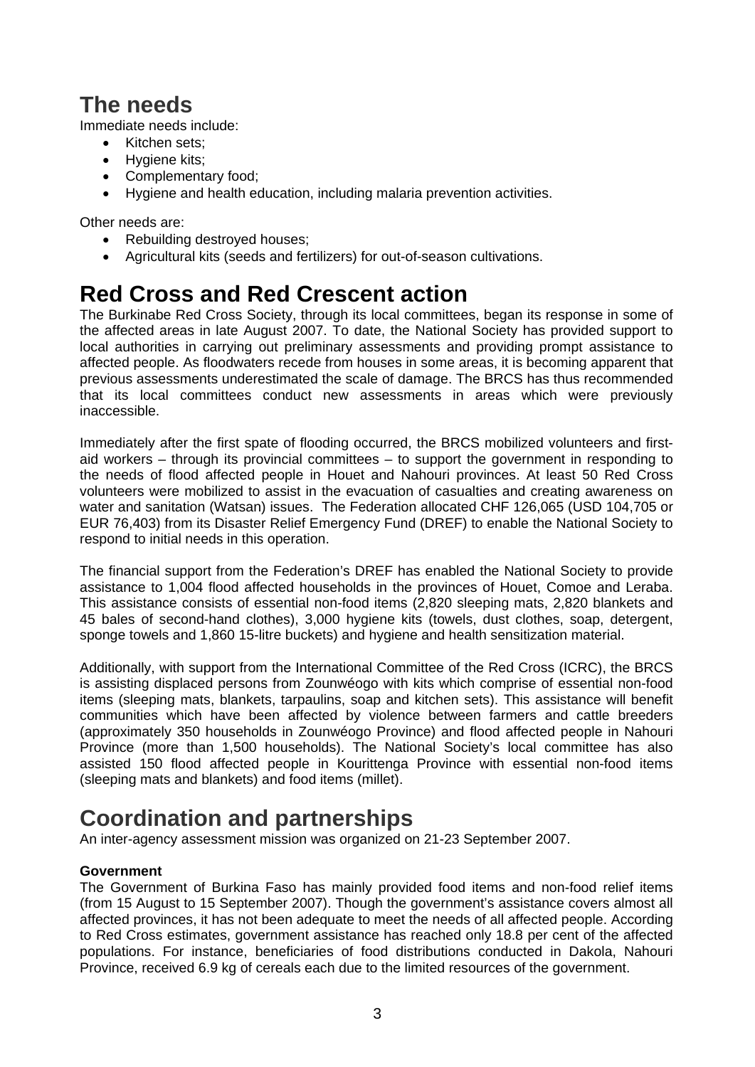## The needs

Immediate needs include:

- Kitchen sets;
- Hygiene kits;
- Complementary food;
- Hygiene and health education, including malaria prevention activities.

Other needs are:

- Rebuilding destroyed houses;
- Agricultural kits (seeds and fertilizers) for out-of-season cultivations.

# Red Cross and Red Crescent action

The Burkinabe Red Cross Society, through its local committees, began its response in some of the affected areas in late August 2007. To date, the National Society has provided support to local authorities in carrying out preliminary assessments and providing prompt assistance to affected people. As floodwaters recede from houses in some areas, it is becoming apparent that previous assessments underestimated the scale of damage. The BRCS has thus recommended that its local committees conduct new assessments in areas which were previously inaccessible.

Immediately after the first spate of flooding occurred, the BRCS mobilized volunteers and first-aid workers – through its provincial committees – to support the government in responding to the needs of flood affected people in Houet and Nahouri provinces. At least 50 Red Cross volunteers were mobilized to assist in the evacuation of casualties and creating awareness on water and sanitation (Watsan) issues. The Federation allocated CHF 126,065 (USD 104,705 or EUR 76,403) from its Disaster Relief Emergency Fund (DREF) to enable the National Society to respond to initial needs in this operation.

The financial support from the Federation's DREF has enabled the National Society to provide assistance to 1,004 flood affected households in the provinces of Houet, Comoe and Leraba. This assistance consists of essential non-food items (2,820 sleeping mats, 2,820 blankets and 45 bales of second-hand clothes), 3,000 hygiene kits (towels, dust clothes, soap, detergent, sponge towels and 1,860 15-litre buckets) and hygiene and health sensitization material.

Additionally, with support from the International Committee of the Red Cross (ICRC), the BRCS is assisting displaced persons from Zounwéogo with kits which comprise of essential non-food items (sleeping mats, blankets, tarpaulins, soap and kitchen sets). This assistance will benefit communities which have been affected by violence between farmers and cattle breeders (approximately 350 households in Zounwéogo Province) and flood affected people in Nahouri Province (more than 1,500 households). The National Society's local committee has also assisted 150 flood affected people in Kourittenga Province with essential non-food items (sleeping mats and blankets) and food items (millet).

# Coordination and partnerships

An inter-agency assessment mission was organized on 21-23 September 2007.

**Government**

The Government of Burkina Faso has mainly provided food items and non-food relief items (from 15 August to 15 September 2007). Though the government's assistance covers almost all affected provinces, it has not been adequate to meet the needs of all affected people. According to Red Cross estimates, government assistance has reached only 18.8 per cent of the affected populations. For instance, beneficiaries of food distributions conducted in Dakola, Nahouri Province, received 6.9 kg of cereals each due to the limited resources of the government.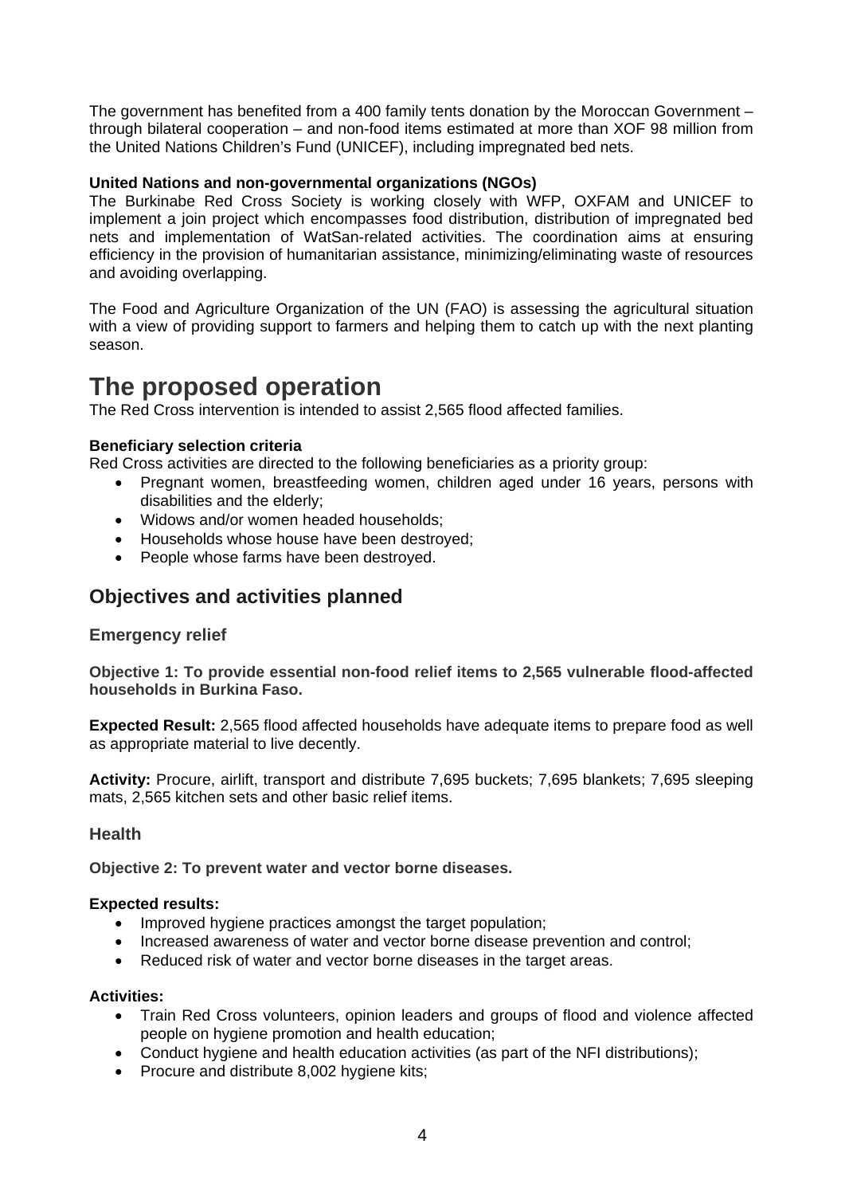The government has benefited from a 400 family tents donation by the Moroccan Government – through bilateral cooperation – and non-food items estimated at more than XOF 98 million from the United Nations Children's Fund (UNICEF), including impregnated bed nets.

**United Nations and non-governmental organizations (NGOs)**
The Burkinabe Red Cross Society is working closely with WFP, OXFAM and UNICEF to implement a join project which encompasses food distribution, distribution of impregnated bed nets and implementation of WatSan-related activities. The coordination aims at ensuring efficiency in the provision of humanitarian assistance, minimizing/eliminating waste of resources and avoiding overlapping.

The Food and Agriculture Organization of the UN (FAO) is assessing the agricultural situation with a view of providing support to farmers and helping them to catch up with the next planting season.

# The proposed operation

The Red Cross intervention is intended to assist 2,565 flood affected families.

**Beneficiary selection criteria**
Red Cross activities are directed to the following beneficiaries as a priority group:

- Pregnant women, breastfeeding women, children aged under 16 years, persons with disabilities and the elderly;
- Widows and/or women headed households;
- Households whose house have been destroyed;
- People whose farms have been destroyed.

## Objectives and activities planned

### Emergency relief

**Objective 1: To provide essential non-food relief items to 2,565 vulnerable flood-affected households in Burkina Faso.**

**Expected Result:** 2,565 flood affected households have adequate items to prepare food as well as appropriate material to live decently.

**Activity:** Procure, airlift, transport and distribute 7,695 buckets; 7,695 blankets; 7,695 sleeping mats, 2,565 kitchen sets and other basic relief items.

### Health

**Objective 2: To prevent water and vector borne diseases.**

**Expected results:**

- Improved hygiene practices amongst the target population;
- Increased awareness of water and vector borne disease prevention and control;
- Reduced risk of water and vector borne diseases in the target areas.

**Activities:**

- Train Red Cross volunteers, opinion leaders and groups of flood and violence affected people on hygiene promotion and health education;
- Conduct hygiene and health education activities (as part of the NFI distributions);
- Procure and distribute 8,002 hygiene kits;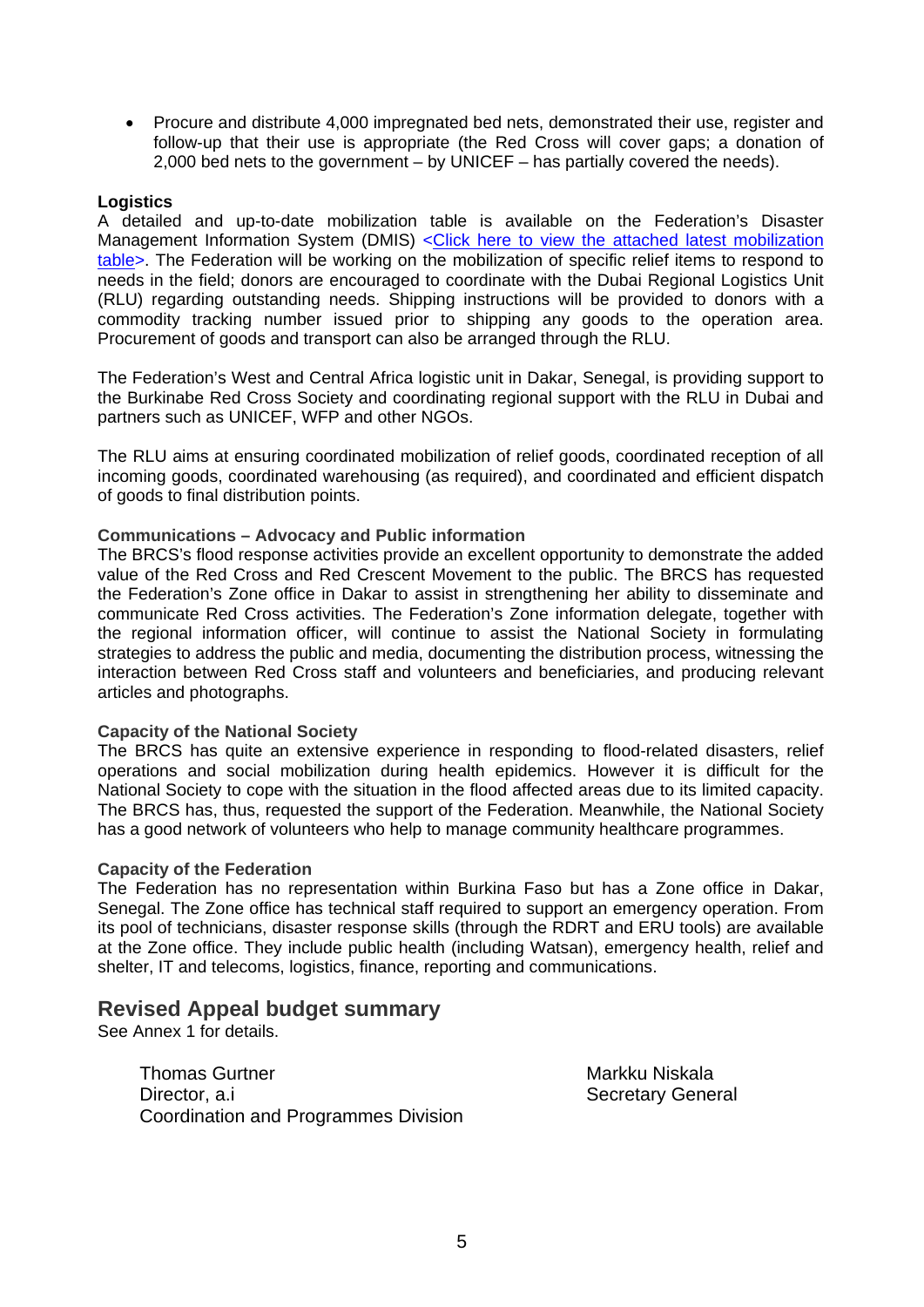- Procure and distribute 4,000 impregnated bed nets, demonstrated their use, register and follow-up that their use is appropriate (the Red Cross will cover gaps; a donation of 2,000 bed nets to the government – by UNICEF – has partially covered the needs).

**Logistics**

A detailed and up-to-date mobilization table is available on the Federation's Disaster Management Information System (DMIS) <Click here to view the attached latest mobilization table>. The Federation will be working on the mobilization of specific relief items to respond to needs in the field; donors are encouraged to coordinate with the Dubai Regional Logistics Unit (RLU) regarding outstanding needs. Shipping instructions will be provided to donors with a commodity tracking number issued prior to shipping any goods to the operation area. Procurement of goods and transport can also be arranged through the RLU.

The Federation's West and Central Africa logistic unit in Dakar, Senegal, is providing support to the Burkinabe Red Cross Society and coordinating regional support with the RLU in Dubai and partners such as UNICEF, WFP and other NGOs.

The RLU aims at ensuring coordinated mobilization of relief goods, coordinated reception of all incoming goods, coordinated warehousing (as required), and coordinated and efficient dispatch of goods to final distribution points.

**Communications – Advocacy and Public information**

The BRCS's flood response activities provide an excellent opportunity to demonstrate the added value of the Red Cross and Red Crescent Movement to the public. The BRCS has requested the Federation's Zone office in Dakar to assist in strengthening her ability to disseminate and communicate Red Cross activities. The Federation's Zone information delegate, together with the regional information officer, will continue to assist the National Society in formulating strategies to address the public and media, documenting the distribution process, witnessing the interaction between Red Cross staff and volunteers and beneficiaries, and producing relevant articles and photographs.

**Capacity of the National Society**

The BRCS has quite an extensive experience in responding to flood-related disasters, relief operations and social mobilization during health epidemics. However it is difficult for the National Society to cope with the situation in the flood affected areas due to its limited capacity. The BRCS has, thus, requested the support of the Federation. Meanwhile, the National Society has a good network of volunteers who help to manage community healthcare programmes.

**Capacity of the Federation**

The Federation has no representation within Burkina Faso but has a Zone office in Dakar, Senegal. The Zone office has technical staff required to support an emergency operation. From its pool of technicians, disaster response skills (through the RDRT and ERU tools) are available at the Zone office. They include public health (including Watsan), emergency health, relief and shelter, IT and telecoms, logistics, finance, reporting and communications.

## Revised Appeal budget summary

See Annex 1 for details.

Thomas Gurtner
Director, a.i
Coordination and Programmes Division

Markku Niskala
Secretary General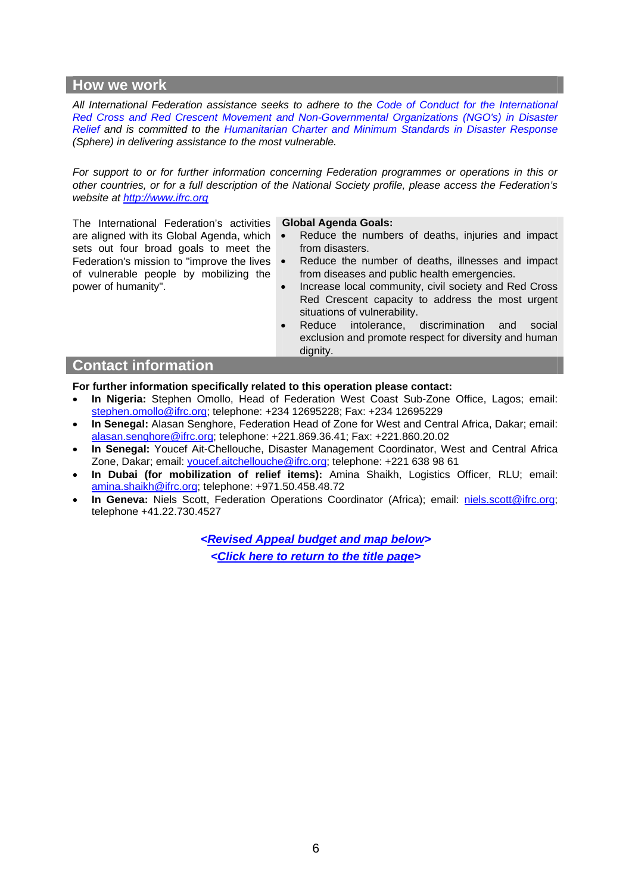## How we work

*All International Federation assistance seeks to adhere to the Code of Conduct for the International Red Cross and Red Crescent Movement and Non-Governmental Organizations (NGO's) in Disaster Relief and is committed to the Humanitarian Charter and Minimum Standards in Disaster Response (Sphere) in delivering assistance to the most vulnerable.*

*For support to or for further information concerning Federation programmes or operations in this or other countries, or for a full description of the National Society profile, please access the Federation's website at http://www.ifrc.org*

The International Federation's activities are aligned with its Global Agenda, which sets out four broad goals to meet the Federation's mission to "improve the lives of vulnerable people by mobilizing the power of humanity".

**Global Agenda Goals:**

- Reduce the numbers of deaths, injuries and impact from disasters.
- Reduce the number of deaths, illnesses and impact from diseases and public health emergencies.
- Increase local community, civil society and Red Cross Red Crescent capacity to address the most urgent situations of vulnerability.
- Reduce intolerance, discrimination and social exclusion and promote respect for diversity and human dignity.

## Contact information

**For further information specifically related to this operation please contact:**

- **In Nigeria:** Stephen Omollo, Head of Federation West Coast Sub-Zone Office, Lagos; email: stephen.omollo@ifrc.org; telephone: +234 12695228; Fax: +234 12695229
- **In Senegal:** Alasan Senghore, Federation Head of Zone for West and Central Africa, Dakar; email: alasan.senghore@ifrc.org; telephone: +221.869.36.41; Fax: +221.860.20.02
- **In Senegal:** Youcef Ait-Chellouche, Disaster Management Coordinator, West and Central Africa Zone, Dakar; email: youcef.aitchellouche@ifrc.org; telephone: +221 638 98 61
- **In Dubai (for mobilization of relief items):** Amina Shaikh, Logistics Officer, RLU; email: amina.shaikh@ifrc.org; telephone: +971.50.458.48.72
- **In Geneva:** Niels Scott, Federation Operations Coordinator (Africa); email: niels.scott@ifrc.org; telephone +41.22.730.4527

***<Revised Appeal budget and map below>***

***<Click here to return to the title page>***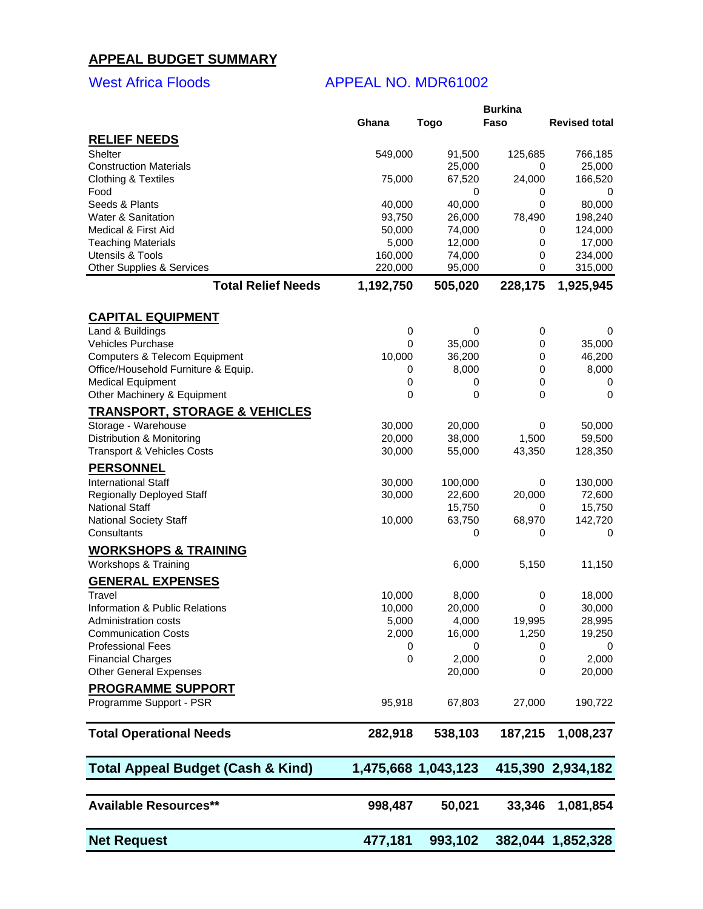## APPEAL BUDGET SUMMARY

West Africa Floods APPEAL NO. MDR61002

| | Ghana | Togo | Burkina Faso | Revised total |
|---|---|---|---|---|
| **RELIEF NEEDS** | | | | |
| Shelter | 549,000 | 91,500 | 125,685 | 766,185 |
| Construction Materials | | 25,000 | 0 | 25,000 |
| Clothing & Textiles | 75,000 | 67,520 | 24,000 | 166,520 |
| Food | | 0 | 0 | 0 |
| Seeds & Plants | 40,000 | 40,000 | 0 | 80,000 |
| Water & Sanitation | 93,750 | 26,000 | 78,490 | 198,240 |
| Medical & First Aid | 50,000 | 74,000 | 0 | 124,000 |
| Teaching Materials | 5,000 | 12,000 | 0 | 17,000 |
| Utensils & Tools | 160,000 | 74,000 | 0 | 234,000 |
| Other Supplies & Services | 220,000 | 95,000 | 0 | 315,000 |
| **Total Relief Needs** | **1,192,750** | **505,020** | **228,175** | **1,925,945** |
| **CAPITAL EQUIPMENT** | | | | |
| Land & Buildings | 0 | 0 | 0 | 0 |
| Vehicles Purchase | 0 | 35,000 | 0 | 35,000 |
| Computers & Telecom Equipment | 10,000 | 36,200 | 0 | 46,200 |
| Office/Household Furniture & Equip. | 0 | 8,000 | 0 | 8,000 |
| Medical Equipment | 0 | 0 | 0 | 0 |
| Other Machinery & Equipment | 0 | 0 | 0 | 0 |
| **TRANSPORT, STORAGE & VEHICLES** | | | | |
| Storage - Warehouse | 30,000 | 20,000 | 0 | 50,000 |
| Distribution & Monitoring | 20,000 | 38,000 | 1,500 | 59,500 |
| Transport & Vehicles Costs | 30,000 | 55,000 | 43,350 | 128,350 |
| **PERSONNEL** | | | | |
| International Staff | 30,000 | 100,000 | 0 | 130,000 |
| Regionally Deployed Staff | 30,000 | 22,600 | 20,000 | 72,600 |
| National Staff | | 15,750 | 0 | 15,750 |
| National Society Staff | 10,000 | 63,750 | 68,970 | 142,720 |
| Consultants | | 0 | 0 | 0 |
| **WORKSHOPS & TRAINING** | | | | |
| Workshops & Training | | 6,000 | 5,150 | 11,150 |
| **GENERAL EXPENSES** | | | | |
| Travel | 10,000 | 8,000 | 0 | 18,000 |
| Information & Public Relations | 10,000 | 20,000 | 0 | 30,000 |
| Administration costs | 5,000 | 4,000 | 19,995 | 28,995 |
| Communication Costs | 2,000 | 16,000 | 1,250 | 19,250 |
| Professional Fees | 0 | 0 | 0 | 0 |
| Financial Charges | 0 | 2,000 | 0 | 2,000 |
| Other General Expenses | | 20,000 | 0 | 20,000 |
| **PROGRAMME SUPPORT** | | | | |
| Programme Support - PSR | 95,918 | 67,803 | 27,000 | 190,722 |
| **Total Operational Needs** | **282,918** | **538,103** | **187,215** | **1,008,237** |
| **Total Appeal Budget (Cash & Kind)** | **1,475,668** | **1,043,123** | **415,390** | **2,934,182** |
| **Available Resources\*\*** | **998,487** | **50,021** | **33,346** | **1,081,854** |
| **Net Request** | **477,181** | **993,102** | **382,044** | **1,852,328** |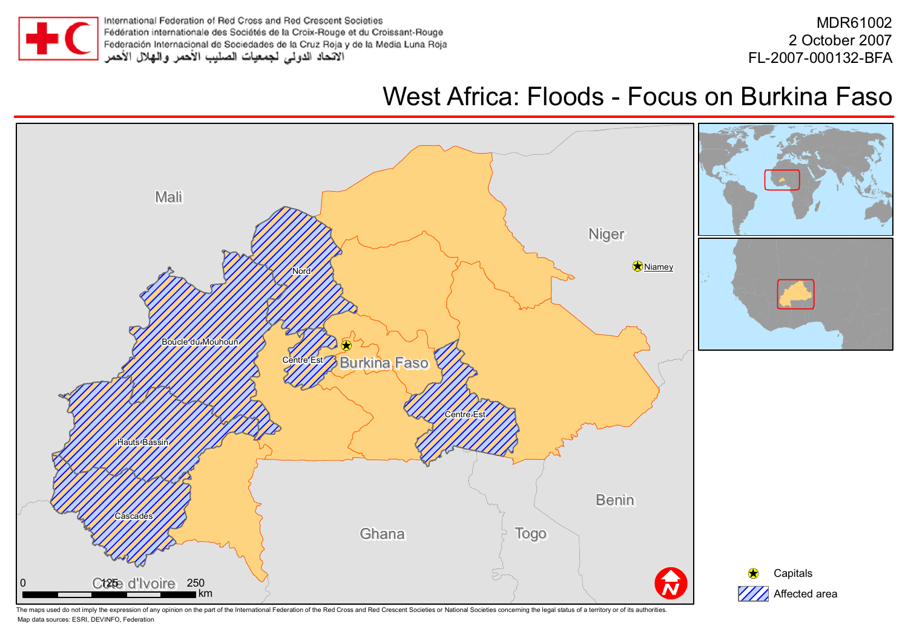International Federation of Red Cross and Red Crescent Societies
Fédération internationale des Sociétés de la Croix-Rouge et du Croissant-Rouge
Federación Internacional de Sociedades de la Cruz Roja y de la Media Luna Roja
الاتحاد الدولي لجمعيات الصليب الأحمر والهلال الأحمر

MDR61002
2 October 2007
FL-2007-000132-BFA

# West Africa: Floods - Focus on Burkina Faso

Mali

Niger

Niamey

Nord

Boucle du Mouhoun

Centre Est

Burkina Faso

Centre Est

Hauts-Bassin

Cascades

Benin

Ghana

Togo

Côte d'Ivoire

0 125 250
km

Capitals

Affected area

The maps used do not imply the expression of any opinion on the part of the International Federation of the Red Cross and Red Crescent Societies or National Societies concerning the legal status of a territory or of its authorities.
Map data sources: ESRI, DEVINFO, Federation